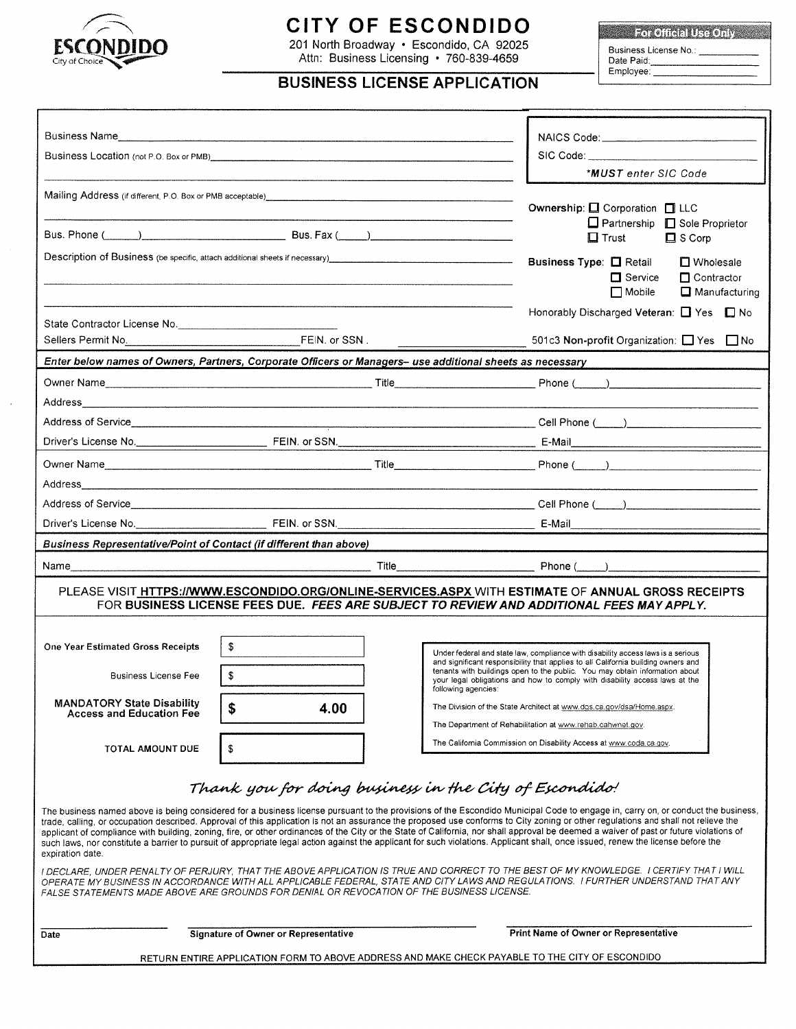# CITY OF ESCONDIDO

ESCONDIDO City of Choice

201 North Broadway • Escondido, CA 92025
Attn: Business Licensing • 760-839-4659

**For Official Use Only**
Business License No.: ____________
Date Paid: ____________
Employee: ____________

## BUSINESS LICENSE APPLICATION

Business Name ______________________________

Business Location (not P.O. Box or PMB) ______________________________

Mailing Address (if different, P.O. Box or PMB acceptable) ______________________________

Bus. Phone (____) ____________ Bus. Fax (____) ____________

Description of Business (be specific, attach additional sheets if necessary) ______________________________

State Contractor License No. ____________

Sellers Permit No. ____________ FEIN. or SSN. ____________

NAICS Code: ____________

SIC Code: ____________

*MUST enter SIC Code*

**Ownership:** ☐ Corporation ☐ LLC ☐ Partnership ☐ Sole Proprietor ☐ Trust ☐ S Corp

**Business Type:** ☐ Retail ☐ Wholesale ☐ Service ☐ Contractor ☐ Mobile ☐ Manufacturing

Honorably Discharged **Veteran:** ☐ Yes ☐ No

501c3 **Non-profit** Organization: ☐ Yes ☐ No

***Enter below names of Owners, Partners, Corporate Officers or Managers– use additional sheets as necessary***

Owner Name ____________ Title ____________ Phone (____) ____________

Address ______________________________

Address of Service ____________ Cell Phone (____) ____________

Driver's License No. ____________ FEIN. or SSN. ____________ E-Mail ____________

Owner Name ____________ Title ____________ Phone (____) ____________

Address ______________________________

Address of Service ____________ Cell Phone (____) ____________

Driver's License No. ____________ FEIN. or SSN. ____________ E-Mail ____________

***Business Representative/Point of Contact (if different than above)***

Name ____________ Title ____________ Phone (____) ____________

PLEASE VISIT **HTTPS://WWW.ESCONDIDO.ORG/ONLINE-SERVICES.ASPX** WITH **ESTIMATE** OF **ANNUAL GROSS RECEIPTS** FOR **BUSINESS LICENSE FEES DUE.** ***FEES ARE SUBJECT TO REVIEW AND ADDITIONAL FEES MAY APPLY.***

| | |
|---|---|
| **One Year Estimated Gross Receipts** | $ |
| Business License Fee | $ |
| **MANDATORY State Disability Access and Education Fee** | **$ 4.00** |
| **TOTAL AMOUNT DUE** | $ |

Under federal and state law, compliance with disability access laws is a serious and significant responsibility that applies to all California building owners and tenants with buildings open to the public. You may obtain information about your legal obligations and how to comply with disability access laws at the following agencies:

The Division of the State Architect at www.dgs.ca.gov/dsa/Home.aspx.

The Department of Rehabilitation at www.rehab.cahwnet.gov.

The California Commission on Disability Access at www.ccda.ca.gov.

*Thank you for doing business in the City of Escondido!*

The business named above is being considered for a business license pursuant to the provisions of the Escondido Municipal Code to engage in, carry on, or conduct the business, trade, calling, or occupation described. Approval of this application is not an assurance the proposed use conforms to City zoning or other regulations and shall not relieve the applicant of compliance with building, zoning, fire, or other ordinances of the City or the State of California, nor shall approval be deemed a waiver of past or future violations of such laws, nor constitute a barrier to pursuit of appropriate legal action against the applicant for such violations. Applicant shall, once issued, renew the license before the expiration date.

*I DECLARE, UNDER PENALTY OF PERJURY, THAT THE ABOVE APPLICATION IS TRUE AND CORRECT TO THE BEST OF MY KNOWLEDGE. I CERTIFY THAT I WILL OPERATE MY BUSINESS IN ACCORDANCE WITH ALL APPLICABLE FEDERAL, STATE AND CITY LAWS AND REGULATIONS. I FURTHER UNDERSTAND THAT ANY FALSE STATEMENTS MADE ABOVE ARE GROUNDS FOR DENIAL OR REVOCATION OF THE BUSINESS LICENSE.*

____________ ____________ ____________

**Date** **Signature of Owner or Representative** **Print Name of Owner or Representative**

RETURN ENTIRE APPLICATION FORM TO ABOVE ADDRESS AND MAKE CHECK PAYABLE TO THE CITY OF ESCONDIDO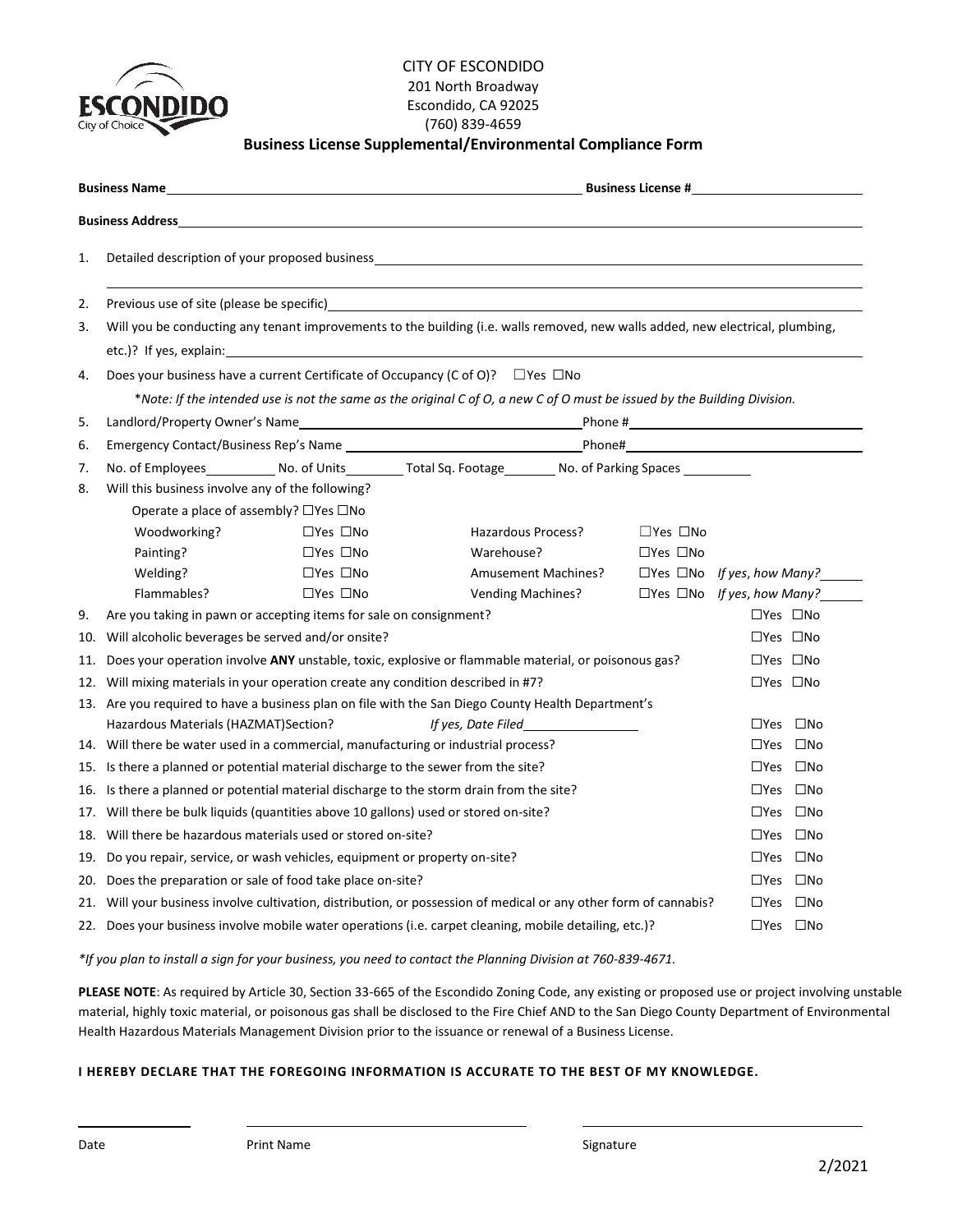CITY OF ESCONDIDO
201 North Broadway
Escondido, CA 92025
(760) 839-4659

# Business License Supplemental/Environmental Compliance Form

**Business Name** ______________________________ **Business License #** ______________

**Business Address** ______________________________

1. Detailed description of your proposed business ______________________________

   ______________________________

2. Previous use of site (please be specific) ______________________________
3. Will you be conducting any tenant improvements to the building (i.e. walls removed, new walls added, new electrical, plumbing, etc.)? If yes, explain: ______________________________
4. Does your business have a current Certificate of Occupancy (C of O)? ☐Yes ☐No

   **Note:* *If the intended use is not the same as the original C of O, a new C of O must be issued by the Building Division.*

5. Landlord/Property Owner's Name ______________________ Phone # ______________
6. Emergency Contact/Business Rep's Name ______________________ Phone# ______________
7. No. of Employees ________ No. of Units ________ Total Sq. Footage ________ No. of Parking Spaces ________
8. Will this business involve any of the following?

   Operate a place of assembly? ☐Yes ☐No

   | | | | | |
   |---|---|---|---|---|
   | Woodworking? | ☐Yes ☐No | Hazardous Process? | ☐Yes ☐No | |
   | Painting? | ☐Yes ☐No | Warehouse? | ☐Yes ☐No | |
   | Welding? | ☐Yes ☐No | Amusement Machines? | ☐Yes ☐No | *If yes, how Many?* ______ |
   | Flammables? | ☐Yes ☐No | Vending Machines? | ☐Yes ☐No | *If yes, how Many?* ______ |

9. Are you taking in pawn or accepting items for sale on consignment? ☐Yes ☐No
10. Will alcoholic beverages be served and/or onsite? ☐Yes ☐No
11. Does your operation involve **ANY** unstable, toxic, explosive or flammable material, or poisonous gas? ☐Yes ☐No
12. Will mixing materials in your operation create any condition described in #7? ☐Yes ☐No
13. Are you required to have a business plan on file with the San Diego County Health Department's Hazardous Materials (HAZMAT)Section? *If yes, Date Filed* ______________ ☐Yes ☐No
14. Will there be water used in a commercial, manufacturing or industrial process? ☐Yes ☐No
15. Is there a planned or potential material discharge to the sewer from the site? ☐Yes ☐No
16. Is there a planned or potential material discharge to the storm drain from the site? ☐Yes ☐No
17. Will there be bulk liquids (quantities above 10 gallons) used or stored on-site? ☐Yes ☐No
18. Will there be hazardous materials used or stored on-site? ☐Yes ☐No
19. Do you repair, service, or wash vehicles, equipment or property on-site? ☐Yes ☐No
20. Does the preparation or sale of food take place on-site? ☐Yes ☐No
21. Will your business involve cultivation, distribution, or possession of medical or any other form of cannabis? ☐Yes ☐No
22. Does your business involve mobile water operations (i.e. carpet cleaning, mobile detailing, etc.)? ☐Yes ☐No

**If you plan to install a sign for your business, you need to contact the Planning Division at 760-839-4671.*

**PLEASE NOTE**: As required by Article 30, Section 33-665 of the Escondido Zoning Code, any existing or proposed use or project involving unstable material, highly toxic material, or poisonous gas shall be disclosed to the Fire Chief AND to the San Diego County Department of Environmental Health Hazardous Materials Management Division prior to the issuance or renewal of a Business License.

**I HEREBY DECLARE THAT THE FOREGOING INFORMATION IS ACCURATE TO THE BEST OF MY KNOWLEDGE.**

______________ ______________________________ ______________________________

Date Print Name Signature

2/2021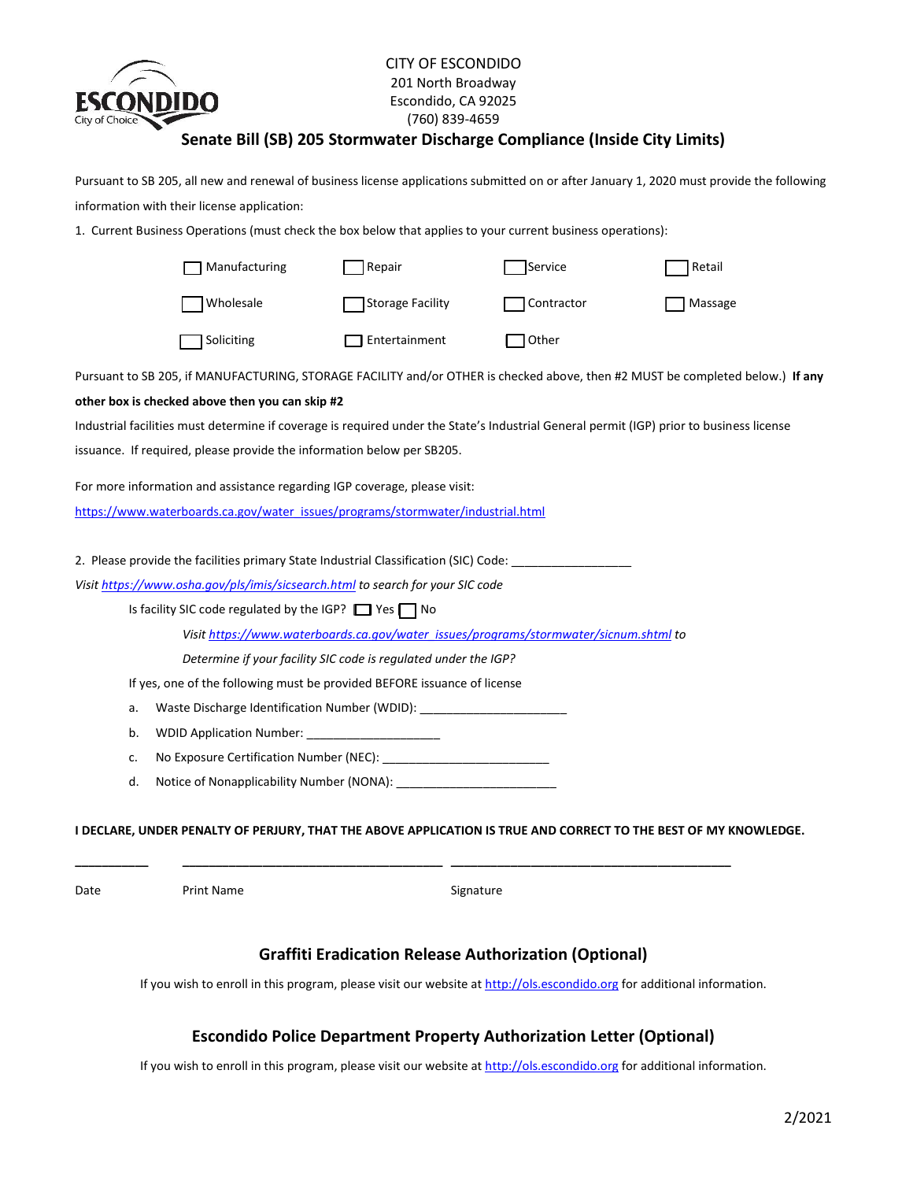CITY OF ESCONDIDO
201 North Broadway
Escondido, CA 92025
(760) 839-4659

## Senate Bill (SB) 205 Stormwater Discharge Compliance (Inside City Limits)

Pursuant to SB 205, all new and renewal of business license applications submitted on or after January 1, 2020 must provide the following information with their license application:

1. Current Business Operations (must check the box below that applies to your current business operations):

| | | | |
|---|---|---|---|
| ☐ Manufacturing | ☐ Repair | ☐ Service | ☐ Retail |
| ☐ Wholesale | ☐ Storage Facility | ☐ Contractor | ☐ Massage |
| ☐ Soliciting | ☐ Entertainment | ☐ Other | |

Pursuant to SB 205, if MANUFACTURING, STORAGE FACILITY and/or OTHER is checked above, then #2 MUST be completed below.) **If any other box is checked above then you can skip #2**

Industrial facilities must determine if coverage is required under the State's Industrial General permit (IGP) prior to business license issuance. If required, please provide the information below per SB205.

For more information and assistance regarding IGP coverage, please visit:
https://www.waterboards.ca.gov/water_issues/programs/stormwater/industrial.html

2. Please provide the facilities primary State Industrial Classification (SIC) Code: _________________

*Visit https://www.osha.gov/pls/imis/sicsearch.html to search for your SIC code*

Is facility SIC code regulated by the IGP? ☐ Yes ☐ No

*Visit https://www.waterboards.ca.gov/water_issues/programs/stormwater/sicnum.shtml to Determine if your facility SIC code is regulated under the IGP?*

If yes, one of the following must be provided BEFORE issuance of license

a. Waste Discharge Identification Number (WDID): _____________________
b. WDID Application Number: ___________________
c. No Exposure Certification Number (NEC): ________________________
d. Notice of Nonapplicability Number (NONA): _______________________

**I DECLARE, UNDER PENALTY OF PERJURY, THAT THE ABOVE APPLICATION IS TRUE AND CORRECT TO THE BEST OF MY KNOWLEDGE.**

__________ ____________________________________ ________________________________________

Date Print Name Signature

## Graffiti Eradication Release Authorization (Optional)

If you wish to enroll in this program, please visit our website at http://ols.escondido.org for additional information.

## Escondido Police Department Property Authorization Letter (Optional)

If you wish to enroll in this program, please visit our website at http://ols.escondido.org for additional information.

2/2021